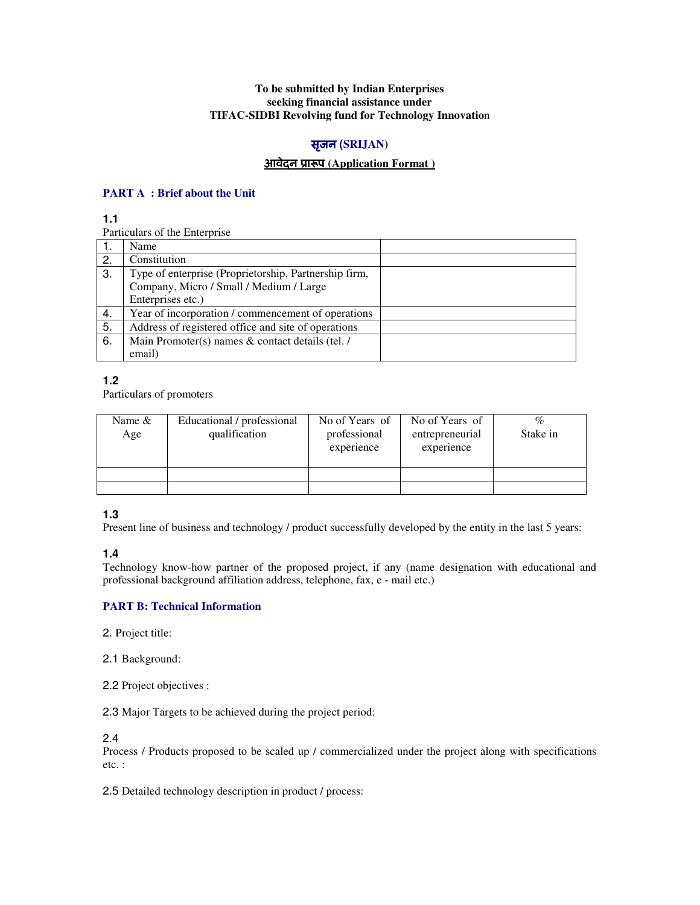**To be submitted by Indian Enterprises**
**seeking financial assistance under**
**TIFAC-SIDBI Revolving fund for Technology Innovation**

## सृजन (SRIJAN)

## आवेदन प्रारूप (Application Format )

## PART A : Brief about the Unit

**1.1**

Particulars of the Enterprise

| | | |
|---|---|---|
| 1. | Name | |
| 2. | Constitution | |
| 3. | Type of enterprise (Proprietorship, Partnership firm, Company, Micro / Small / Medium / Large Enterprises etc.) | |
| 4. | Year of incorporation / commencement of operations | |
| 5. | Address of registered office and site of operations | |
| 6. | Main Promoter(s) names & contact details (tel. / email) | |

**1.2**

Particulars of promoters

| Name & Age | Educational / professional qualification | No of Years of professional experience | No of Years of entrepreneurial experience | % Stake in |
|---|---|---|---|---|
| | | | | |
| | | | | |

**1.3**

Present line of business and technology / product successfully developed by the entity in the last 5 years:

**1.4**

Technology know-how partner of the proposed project, if any (name designation with educational and professional background affiliation address, telephone, fax, e - mail etc.)

## PART B: Technical Information

2. Project title:

2.1 Background:

2.2 Project objectives :

2.3 Major Targets to be achieved during the project period:

2.4

Process / Products proposed to be scaled up / commercialized under the project along with specifications etc. :

2.5 Detailed technology description in product / process: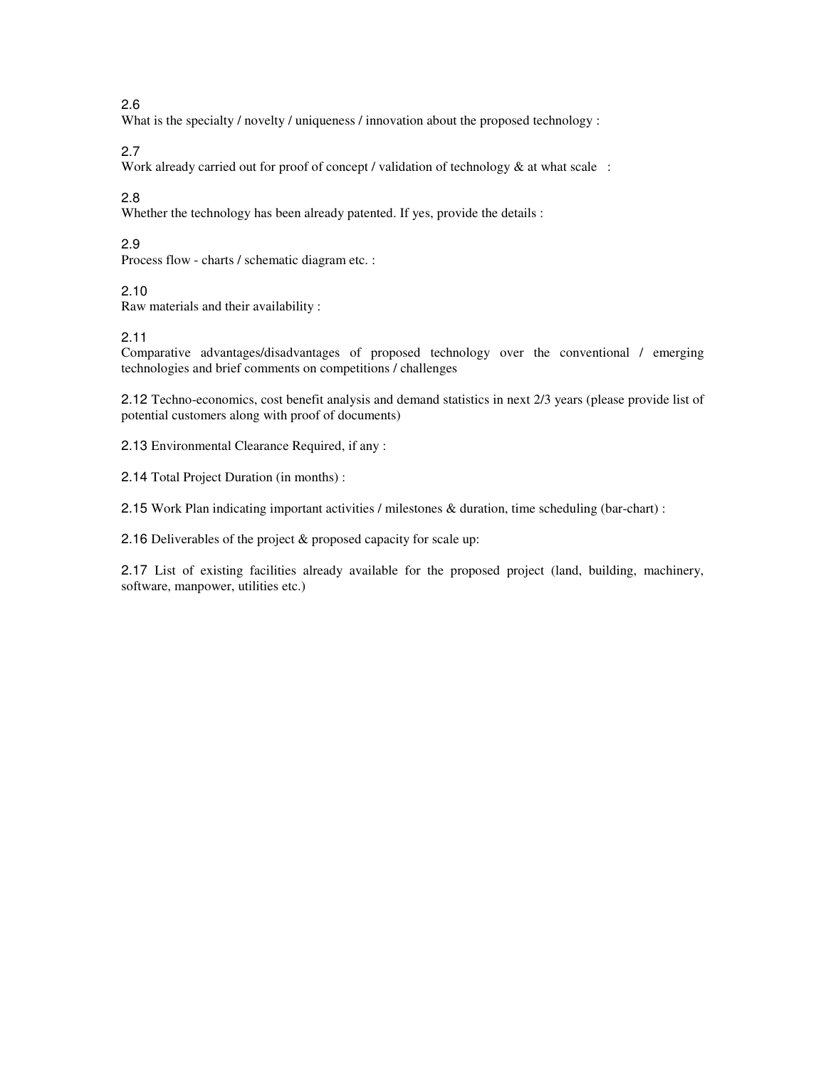2.6
What is the specialty / novelty / uniqueness / innovation about the proposed technology :

2.7
Work already carried out for proof of concept / validation of technology & at what scale :

2.8
Whether the technology has been already patented. If yes, provide the details :

2.9
Process flow - charts / schematic diagram etc. :

2.10
Raw materials and their availability :

2.11
Comparative advantages/disadvantages of proposed technology over the conventional / emerging technologies and brief comments on competitions / challenges

2.12 Techno-economics, cost benefit analysis and demand statistics in next 2/3 years (please provide list of potential customers along with proof of documents)

2.13 Environmental Clearance Required, if any :

2.14 Total Project Duration (in months) :

2.15 Work Plan indicating important activities / milestones & duration, time scheduling (bar-chart) :

2.16 Deliverables of the project & proposed capacity for scale up:

2.17 List of existing facilities already available for the proposed project (land, building, machinery, software, manpower, utilities etc.)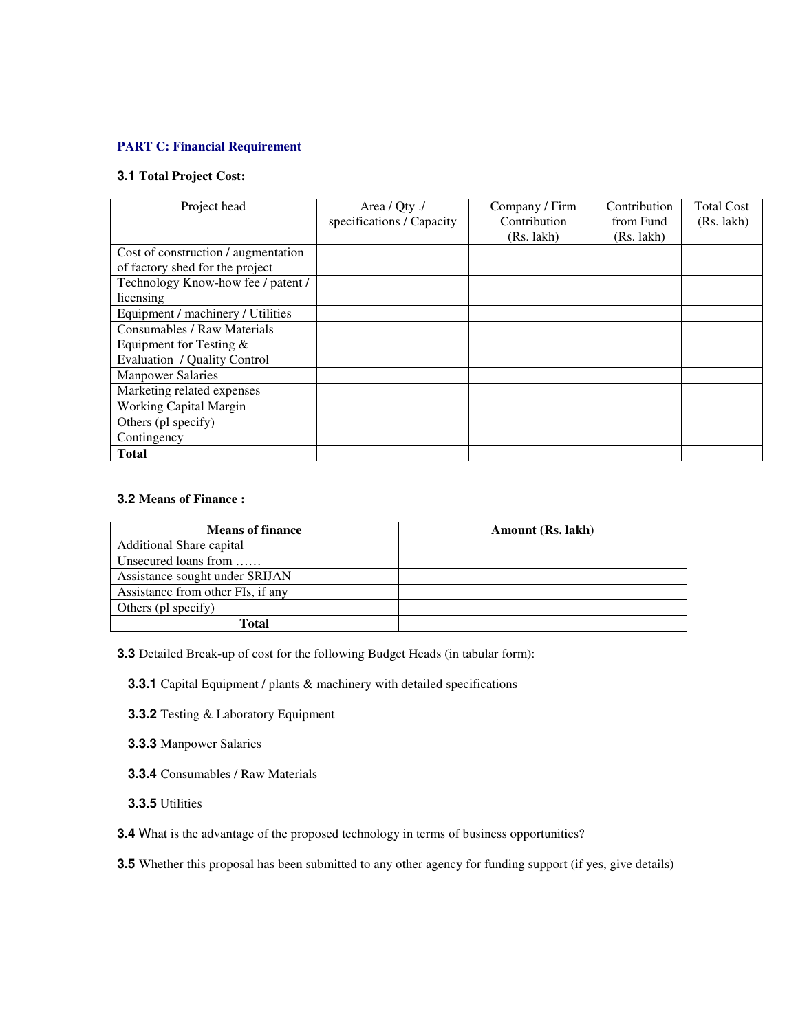## PART C: Financial Requirement

### 3.1 Total Project Cost:

| Project head | Area / Qty ./ specifications / Capacity | Company / Firm Contribution (Rs. lakh) | Contribution from Fund (Rs. lakh) | Total Cost (Rs. lakh) |
|---|---|---|---|---|
| Cost of construction / augmentation of factory shed for the project | | | | |
| Technology Know-how fee / patent / licensing | | | | |
| Equipment / machinery / Utilities | | | | |
| Consumables / Raw Materials | | | | |
| Equipment for Testing & Evaluation / Quality Control | | | | |
| Manpower Salaries | | | | |
| Marketing related expenses | | | | |
| Working Capital Margin | | | | |
| Others (pl specify) | | | | |
| Contingency | | | | |
| **Total** | | | | |

### 3.2 Means of Finance :

| Means of finance | Amount (Rs. lakh) |
|---|---|
| Additional Share capital | |
| Unsecured loans from …… | |
| Assistance sought under SRIJAN | |
| Assistance from other FIs, if any | |
| Others (pl specify) | |
| **Total** | |

**3.3** Detailed Break-up of cost for the following Budget Heads (in tabular form):

**3.3.1** Capital Equipment / plants & machinery with detailed specifications

**3.3.2** Testing & Laboratory Equipment

**3.3.3** Manpower Salaries

**3.3.4** Consumables / Raw Materials

**3.3.5** Utilities

**3.4** What is the advantage of the proposed technology in terms of business opportunities?

**3.5** Whether this proposal has been submitted to any other agency for funding support (if yes, give details)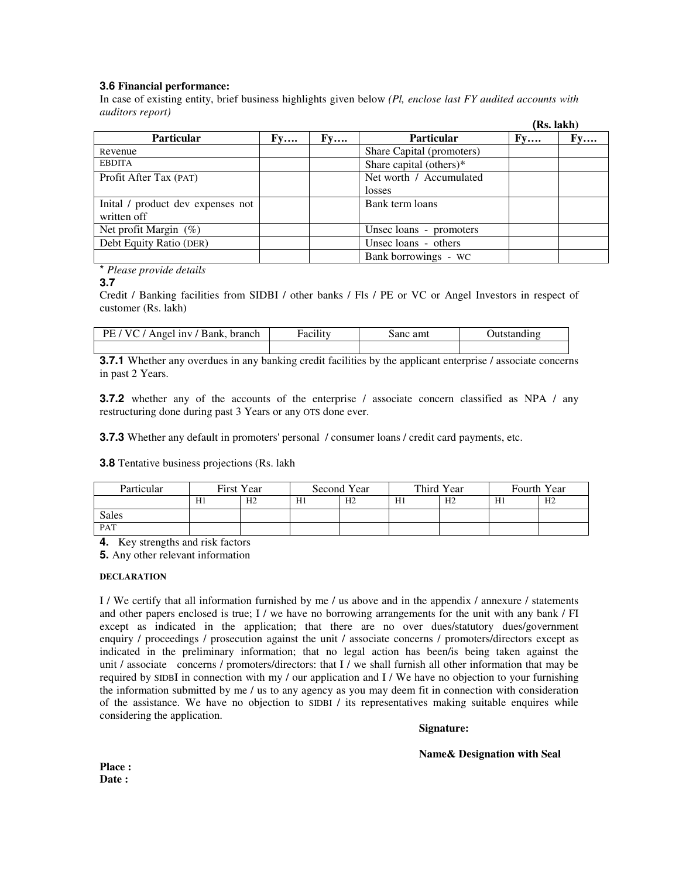**3.6 Financial performance:**

In case of existing entity, brief business highlights given below *(Pl, enclose last FY audited accounts with auditors report)*

**(Rs. lakh)**

| Particular | Fy…. | Fy…. | Particular | Fy…. | Fy…. |
|---|---|---|---|---|---|
| Revenue | | | Share Capital (promoters) | | |
| EBDITA | | | Share capital (others)* | | |
| Profit After Tax (PAT) | | | Net worth / Accumulated losses | | |
| Inital / product dev expenses not written off | | | Bank term loans | | |
| Net profit Margin (%) | | | Unsec loans - promoters | | |
| Debt Equity Ratio (DER) | | | Unsec loans - others | | |
| | | | Bank borrowings - WC | | |

* *Please provide details*

**3.7**

Credit / Banking facilities from SIDBI / other banks / Fls / PE or VC or Angel Investors in respect of customer (Rs. lakh)

| PE / VC / Angel inv / Bank, branch | Facility | Sanc amt | Outstanding |
|---|---|---|---|
| | | | |

**3.7.1** Whether any overdues in any banking credit facilities by the applicant enterprise / associate concerns in past 2 Years.

**3.7.2** whether any of the accounts of the enterprise / associate concern classified as NPA / any restructuring done during past 3 Years or any OTS done ever.

**3.7.3** Whether any default in promoters' personal / consumer loans / credit card payments, etc.

**3.8** Tentative business projections (Rs. lakh

| Particular | First Year | | Second Year | | Third Year | | Fourth Year | |
|---|---|---|---|---|---|---|---|---|
| | H1 | H2 | H1 | H2 | H1 | H2 | H1 | H2 |
| Sales | | | | | | | | |
| PAT | | | | | | | | |

**4.** Key strengths and risk factors

**5.** Any other relevant information

**DECLARATION**

I / We certify that all information furnished by me / us above and in the appendix / annexure / statements and other papers enclosed is true; I / we have no borrowing arrangements for the unit with any bank / FI except as indicated in the application; that there are no over dues/statutory dues/government enquiry / proceedings / prosecution against the unit / associate concerns / promoters/directors except as indicated in the preliminary information; that no legal action has been/is being taken against the unit / associate concerns / promoters/directors: that I / we shall furnish all other information that may be required by SIDBI in connection with my / our application and I / We have no objection to your furnishing the information submitted by me / us to any agency as you may deem fit in connection with consideration of the assistance. We have no objection to SIDBI / its representatives making suitable enquires while considering the application.

**Signature:**

**Name& Designation with Seal**

**Place :**
**Date :**